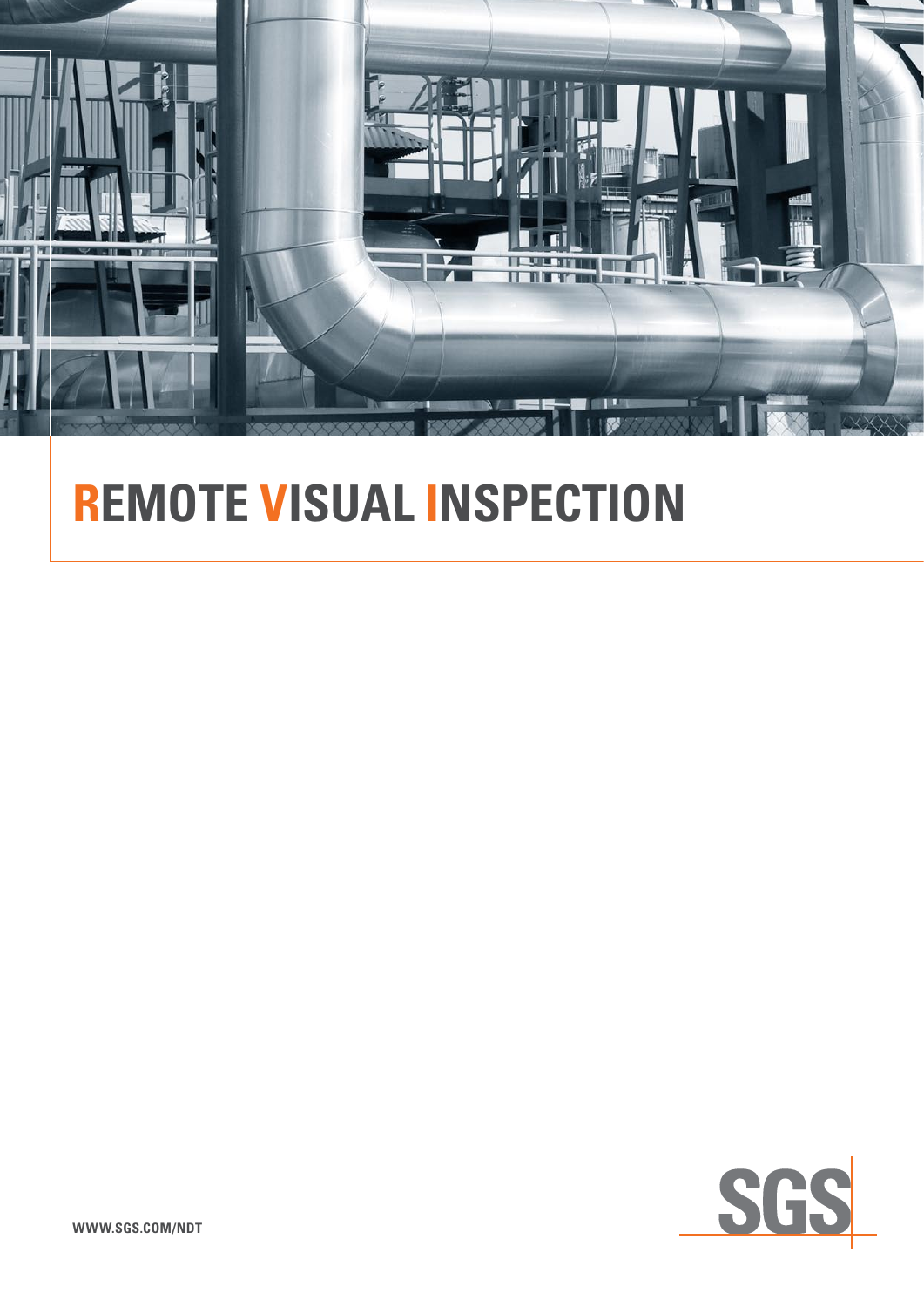# REMOTE VISUAL INSPECTION

WWW.SGS.COM/NDT

SGS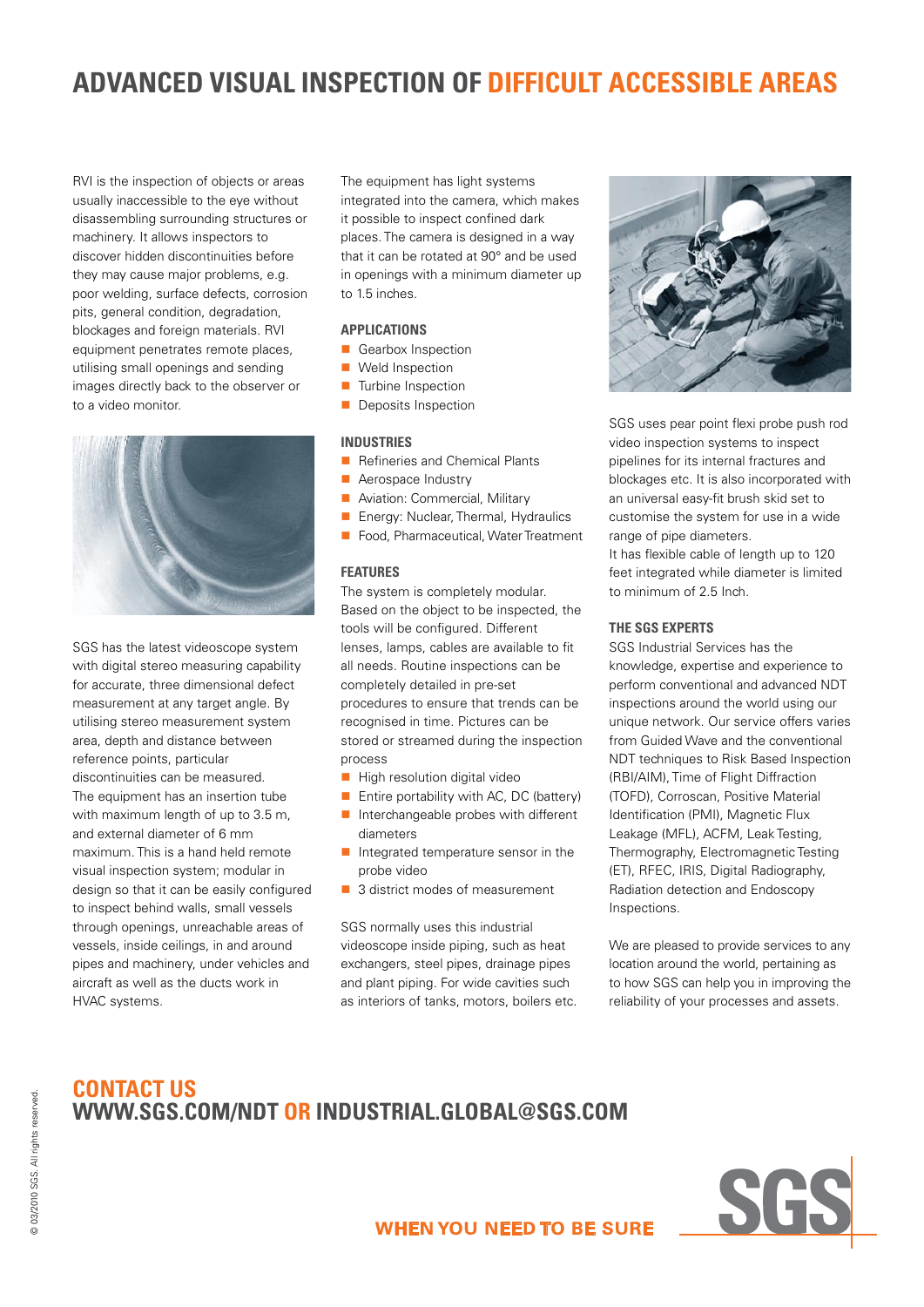# ADVANCED VISUAL INSPECTION OF DIFFICULT ACCESSIBLE AREAS

RVI is the inspection of objects or areas usually inaccessible to the eye without disassembling surrounding structures or machinery. It allows inspectors to discover hidden discontinuities before they may cause major problems, e.g. poor welding, surface defects, corrosion pits, general condition, degradation, blockages and foreign materials. RVI equipment penetrates remote places, utilising small openings and sending images directly back to the observer or to a video monitor.

SGS has the latest videoscope system with digital stereo measuring capability for accurate, three dimensional defect measurement at any target angle. By utilising stereo measurement system area, depth and distance between reference points, particular discontinuities can be measured. The equipment has an insertion tube with maximum length of up to 3.5 m, and external diameter of 6 mm maximum. This is a hand held remote visual inspection system; modular in design so that it can be easily configured to inspect behind walls, small vessels through openings, unreachable areas of vessels, inside ceilings, in and around pipes and machinery, under vehicles and aircraft as well as the ducts work in HVAC systems.

The equipment has light systems integrated into the camera, which makes it possible to inspect confined dark places. The camera is designed in a way that it can be rotated at 90° and be used in openings with a minimum diameter up to 1.5 inches.

### APPLICATIONS

- Gearbox Inspection
- Weld Inspection
- Turbine Inspection
- Deposits Inspection

### INDUSTRIES

- Refineries and Chemical Plants
- Aerospace Industry
- Aviation: Commercial, Military
- Energy: Nuclear, Thermal, Hydraulics
- Food, Pharmaceutical, Water Treatment

### FEATURES

The system is completely modular. Based on the object to be inspected, the tools will be configured. Different lenses, lamps, cables are available to fit all needs. Routine inspections can be completely detailed in pre-set procedures to ensure that trends can be recognised in time. Pictures can be stored or streamed during the inspection process

- High resolution digital video
- Entire portability with AC, DC (battery)
- Interchangeable probes with different diameters
- Integrated temperature sensor in the probe video
- 3 district modes of measurement

SGS normally uses this industrial videoscope inside piping, such as heat exchangers, steel pipes, drainage pipes and plant piping. For wide cavities such as interiors of tanks, motors, boilers etc.

SGS uses pear point flexi probe push rod video inspection systems to inspect pipelines for its internal fractures and blockages etc. It is also incorporated with an universal easy-fit brush skid set to customise the system for use in a wide range of pipe diameters.
It has flexible cable of length up to 120 feet integrated while diameter is limited to minimum of 2.5 Inch.

### THE SGS EXPERTS

SGS Industrial Services has the knowledge, expertise and experience to perform conventional and advanced NDT inspections around the world using our unique network. Our service offers varies from Guided Wave and the conventional NDT techniques to Risk Based Inspection (RBI/AIM), Time of Flight Diffraction (TOFD), Corroscan, Positive Material Identification (PMI), Magnetic Flux Leakage (MFL), ACFM, Leak Testing, Thermography, Electromagnetic Testing (ET), RFEC, IRIS, Digital Radiography, Radiation detection and Endoscopy Inspections.

We are pleased to provide services to any location around the world, pertaining as to how SGS can help you in improving the reliability of your processes and assets.

## CONTACT US
## WWW.SGS.COM/NDT OR INDUSTRIAL.GLOBAL@SGS.COM

© 03/2010 SGS. All rights reserved.

WHEN YOU NEED TO BE SURE

SGS